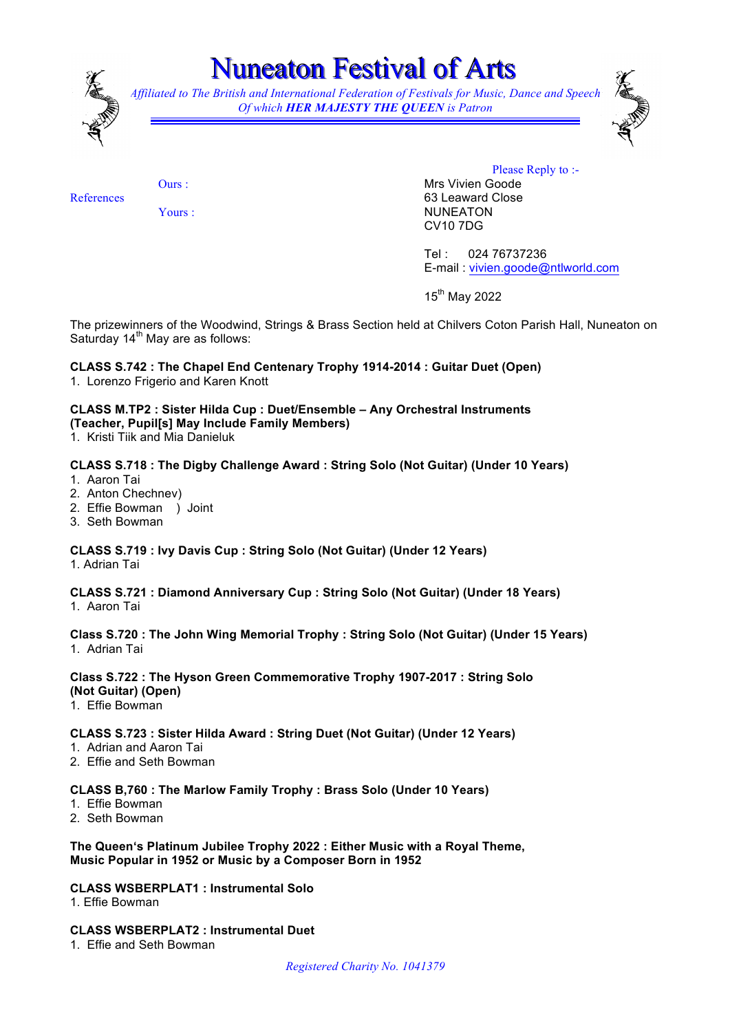# Nuneaton Festival of Arts

*Affiliated to The British and International Federation of Festivals for Music, Dance and Speech*
*Of which **HER MAJESTY THE QUEEN** is Patron*

References
Ours :
Yours :

Please Reply to :-
Mrs Vivien Goode
63 Leaward Close
NUNEATON
CV10 7DG

Tel : 024 76737236
E-mail : vivien.goode@ntlworld.com

15th May 2022

The prizewinners of the Woodwind, Strings & Brass Section held at Chilvers Coton Parish Hall, Nuneaton on Saturday 14th May are as follows:

**CLASS S.742 : The Chapel End Centenary Trophy 1914-2014 : Guitar Duet (Open)**
1. Lorenzo Frigerio and Karen Knott

**CLASS M.TP2 : Sister Hilda Cup : Duet/Ensemble – Any Orchestral Instruments (Teacher, Pupil[s] May Include Family Members)**
1. Kristi Tiik and Mia Danieluk

**CLASS S.718 : The Digby Challenge Award : String Solo (Not Guitar) (Under 10 Years)**
1. Aaron Tai
2. Anton Chechnev)
2. Effie Bowman ) Joint
3. Seth Bowman

**CLASS S.719 : Ivy Davis Cup : String Solo (Not Guitar) (Under 12 Years)**
1. Adrian Tai

**CLASS S.721 : Diamond Anniversary Cup : String Solo (Not Guitar) (Under 18 Years)**
1. Aaron Tai

**Class S.720 : The John Wing Memorial Trophy : String Solo (Not Guitar) (Under 15 Years)**
1. Adrian Tai

**Class S.722 : The Hyson Green Commemorative Trophy 1907-2017 : String Solo (Not Guitar) (Open)**
1. Effie Bowman

**CLASS S.723 : Sister Hilda Award : String Duet (Not Guitar) (Under 12 Years)**
1. Adrian and Aaron Tai
2. Effie and Seth Bowman

**CLASS B,760 : The Marlow Family Trophy : Brass Solo (Under 10 Years)**
1. Effie Bowman
2. Seth Bowman

**The Queen's Platinum Jubilee Trophy 2022 : Either Music with a Royal Theme, Music Popular in 1952 or Music by a Composer Born in 1952**

**CLASS WSBERPLAT1 : Instrumental Solo**
1. Effie Bowman

**CLASS WSBERPLAT2 : Instrumental Duet**
1. Effie and Seth Bowman

*Registered Charity No. 1041379*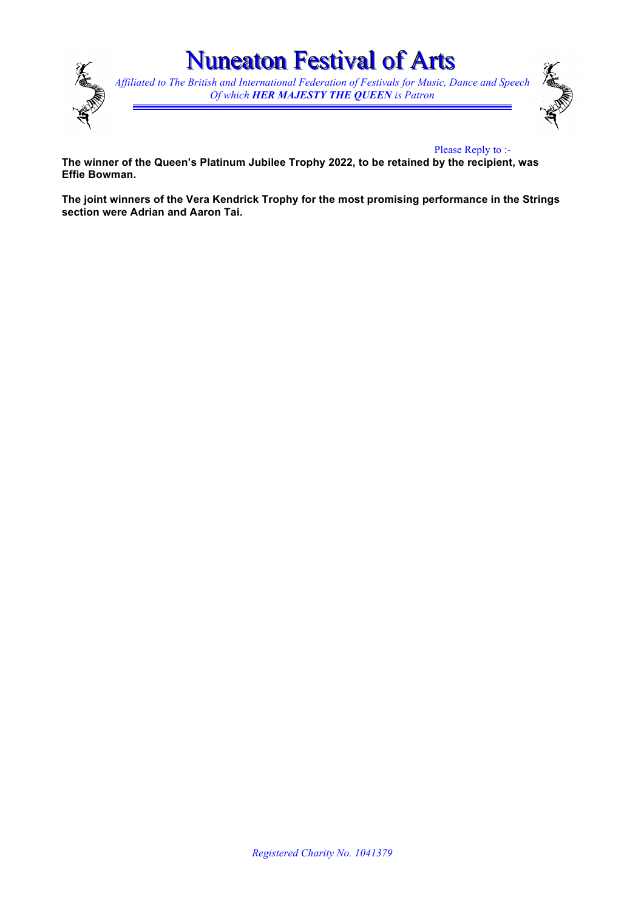# Nuneaton Festival of Arts

*Affiliated to The British and International Federation of Festivals for Music, Dance and Speech*
*Of which **HER MAJESTY THE QUEEN** is Patron*

Please Reply to :-

**The winner of the Queen's Platinum Jubilee Trophy 2022, to be retained by the recipient, was Effie Bowman.**

**The joint winners of the Vera Kendrick Trophy for the most promising performance in the Strings section were Adrian and Aaron Tai.**

*Registered Charity No. 1041379*